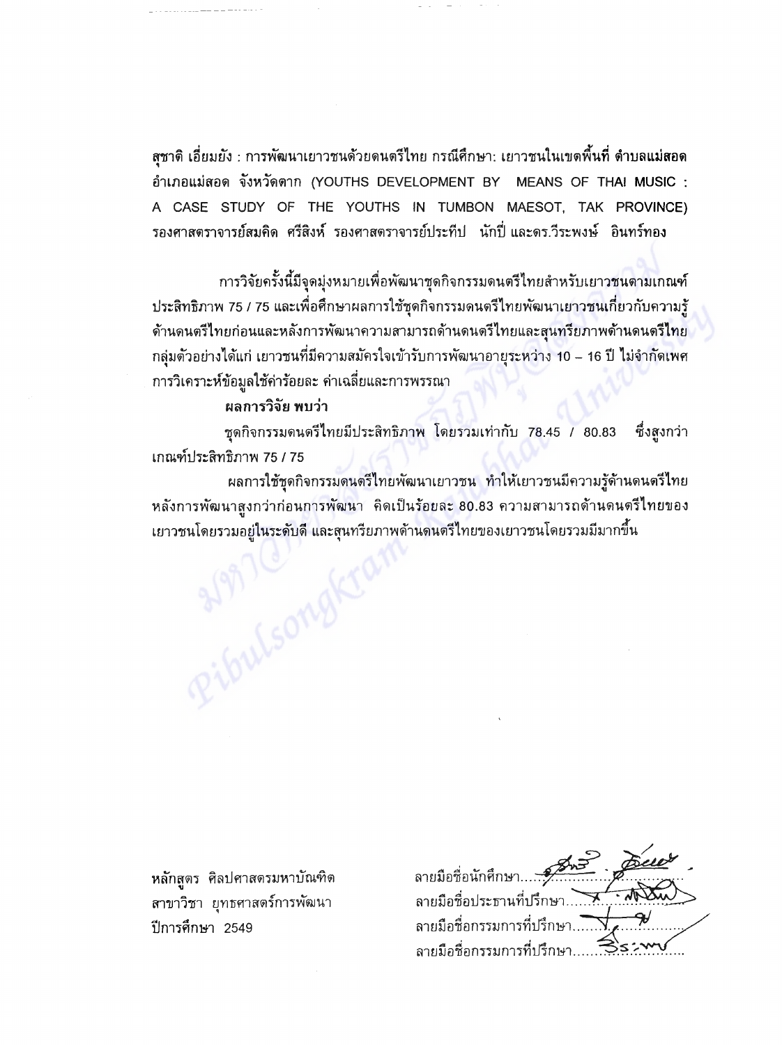สุชาติ เอี่ยมยัง : การพัฒนาเยาวชนด้วยดนตรีไทย กรณีศึกษา: เยาวชนในเขตพื้นที่ ตำบลแม่สอด อำเภอแม่สอด จังหวัดตาก (YOUTHS DEVELOPMENT BY MEANS OF THAI MUSIC : A CASE STUDY OF THE YOUTHS IN TUMBON MAESOT, TAK PROVINCE) รองศาสตราจารย์สมคิด ศรีสิงห์ รองศาสตราจารย์ประทีป นักปี่ และดร.วีระพงษ์ อินทร์ทอง

การวิจัยครั้งนี้มีจุดมุ่งหมายเพื่อพัฒนาชุดกิจกรรมดนตรีไทยสำหรับเยาวชนตามเกณฑ์ประสิทธิภาพ 75 / 75 และเพื่อศึกษาผลการใช้ชุดกิจกรรมดนตรีไทยพัฒนาเยาวชนเกี่ยวกับความรู้ด้านดนตรีไทยก่อนและหลังการพัฒนาความสามารถด้านดนตรีไทยและสุนทรียภาพด้านดนตรีไทย กลุ่มตัวอย่างได้แก่ เยาวชนที่มีความสมัครใจเข้ารับการพัฒนาอายุระหว่าง 10 – 16 ปี ไม่จำกัดเพศ การวิเคราะห์ข้อมูลใช้ค่าร้อยละ ค่าเฉลี่ยและการพรรณา

**ผลการวิจัย พบว่า**

ชุดกิจกรรมดนตรีไทยมีประสิทธิภาพ โดยรวมเท่ากับ 78.45 / 80.83 ซึ่งสูงกว่าเกณฑ์ประสิทธิภาพ 75 / 75

ผลการใช้ชุดกิจกรรมดนตรีไทยพัฒนาเยาวชน ทำให้เยาวชนมีความรู้ด้านดนตรีไทยหลังการพัฒนาสูงกว่าก่อนการพัฒนา คิดเป็นร้อยละ 80.83 ความสามารถด้านดนตรีไทยของเยาวชนโดยรวมอยู่ในระดับดี และสุนทรียภาพด้านดนตรีไทยของเยาวชนโดยรวมมีมากขึ้น

หลักสูตร ศิลปศาสตรมหาบัณฑิต
สาขาวิชา ยุทธศาสตร์การพัฒนา
ปีการศึกษา 2549

ลายมือชื่อนักศึกษา..........................
ลายมือชื่อประธานที่ปรึกษา..........................
ลายมือชื่อกรรมการที่ปรึกษา..........................
ลายมือชื่อกรรมการที่ปรึกษา..........................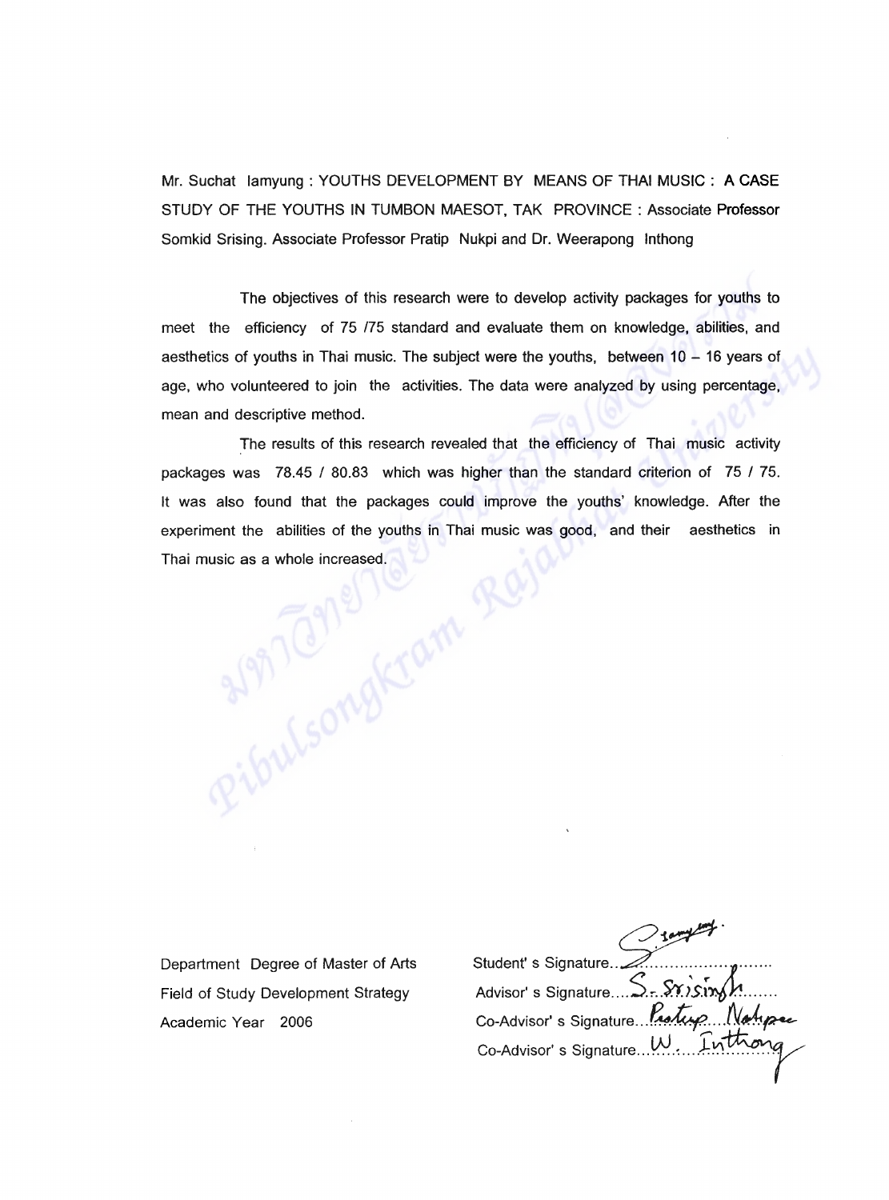Mr. Suchat Iamyung : YOUTHS DEVELOPMENT BY MEANS OF THAI MUSIC : A CASE STUDY OF THE YOUTHS IN TUMBON MAESOT, TAK PROVINCE : Associate Professor Somkid Srising. Associate Professor Pratip Nukpi and Dr. Weerapong Inthong

The objectives of this research were to develop activity packages for youths to meet the efficiency of 75 /75 standard and evaluate them on knowledge, abilities, and aesthetics of youths in Thai music. The subject were the youths, between 10 – 16 years of age, who volunteered to join the activities. The data were analyzed by using percentage, mean and descriptive method.

The results of this research revealed that the efficiency of Thai music activity packages was 78.45 / 80.83 which was higher than the standard criterion of 75 / 75. It was also found that the packages could improve the youths' knowledge. After the experiment the abilities of the youths in Thai music was good, and their aesthetics in Thai music as a whole increased.

Department Degree of Master of Arts
Field of Study Development Strategy
Academic Year 2006

Student' s Signature..............................
Advisor' s Signature..............................
Co-Advisor' s Signature..............................
Co-Advisor' s Signature..............................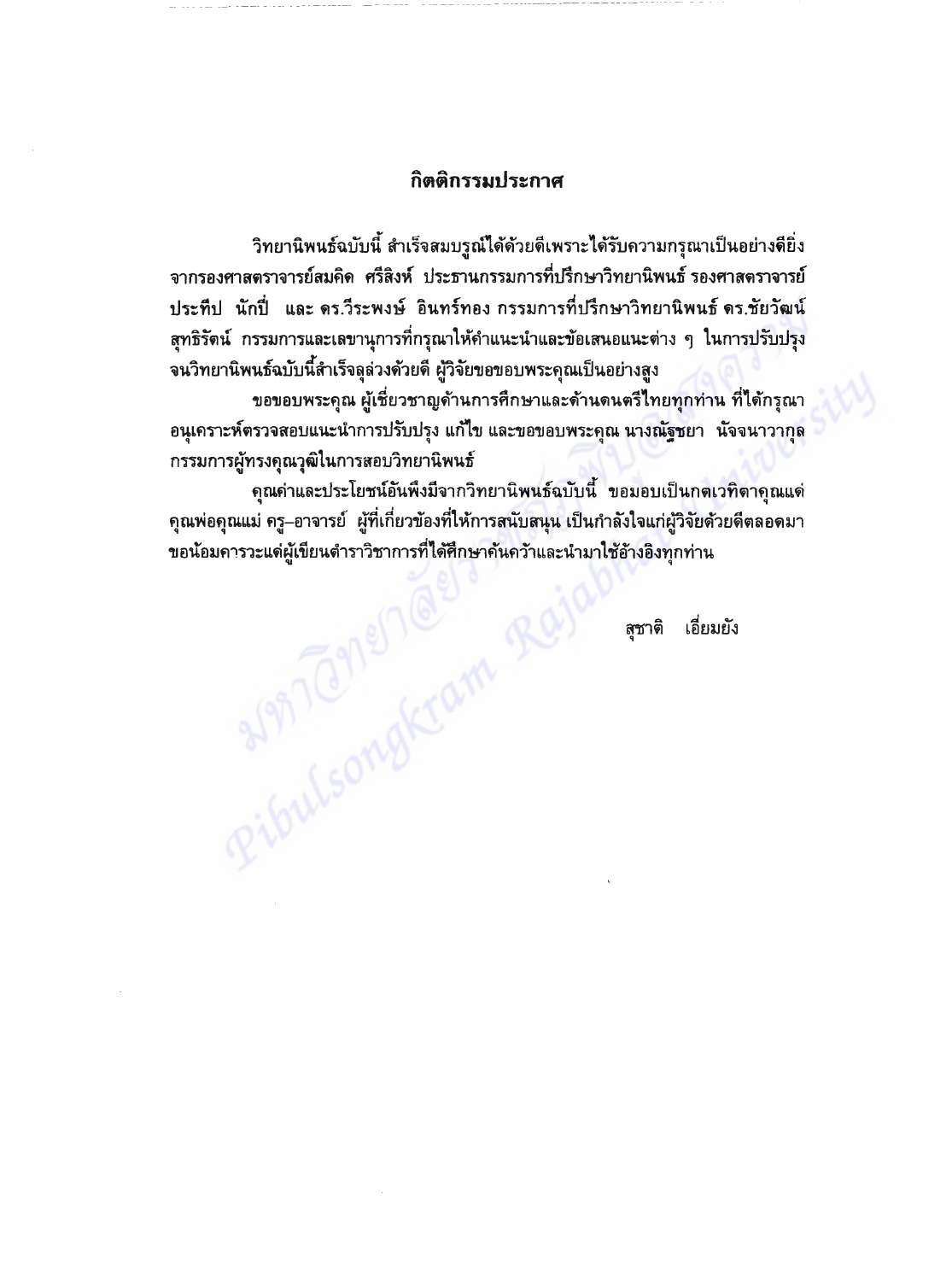# กิตติกรรมประกาศ

วิทยานิพนธ์ฉบับนี้ สำเร็จสมบูรณ์ได้ด้วยดีเพราะได้รับความกรุณาเป็นอย่างดียิ่ง จากรองศาสตราจารย์สมคิด ศรีสิงห์ ประธานกรรมการที่ปรึกษาวิทยานิพนธ์ รองศาสตราจารย์ ประทีป นักปี่ และ ดร.วีระพงษ์ อินทร์ทอง กรรมการที่ปรึกษาวิทยานิพนธ์ ดร.ชัยวัฒน์ สุทธิรัตน์ กรรมการและเลขานุการที่กรุณาให้คำแนะนำและข้อเสนอแนะต่าง ๆ ในการปรับปรุง จนวิทยานิพนธ์ฉบับนี้สำเร็จลุล่วงด้วยดี ผู้วิจัยขอขอบพระคุณเป็นอย่างสูง

ขอขอบพระคุณ ผู้เชี่ยวชาญด้านการศึกษาและด้านดนตรีไทยทุกท่าน ที่ได้กรุณา อนุเคราะห์ตรวจสอบแนะนำการปรับปรุง แก้ไข และขอขอบพระคุณ นางณัฐชยา นัจจนาวากุล กรรมการผู้ทรงคุณวุฒิในการสอบวิทยานิพนธ์

คุณค่าและประโยชน์อันพึงมีจากวิทยานิพนธ์ฉบับนี้ ขอมอบเป็นกตเวทิตาคุณแด่ คุณพ่อคุณแม่ ครู–อาจารย์ ผู้ที่เกี่ยวข้องที่ให้การสนับสนุน เป็นกำลังใจแก่ผู้วิจัยด้วยดีตลอดมา ขอน้อมคารวะแด่ผู้เขียนตำราวิชาการที่ได้ศึกษาค้นคว้าและนำมาใช้อ้างอิงทุกท่าน

สุชาติ เอี่ยมยัง